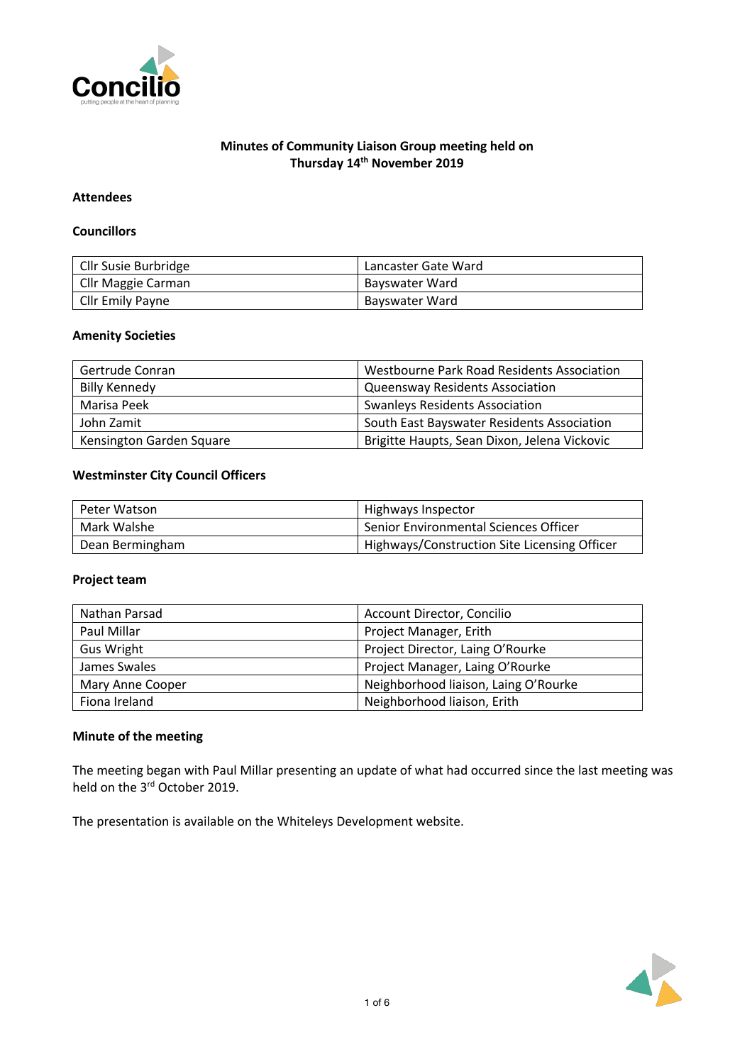**Minutes of Community Liaison Group meeting held on Thursday 14th November 2019**

**Attendees**

**Councillors**

| | |
|---|---|
| Cllr Susie Burbridge | Lancaster Gate Ward |
| Cllr Maggie Carman | Bayswater Ward |
| Cllr Emily Payne | Bayswater Ward |

**Amenity Societies**

| | |
|---|---|
| Gertrude Conran | Westbourne Park Road Residents Association |
| Billy Kennedy | Queensway Residents Association |
| Marisa Peek | Swanleys Residents Association |
| John Zamit | South East Bayswater Residents Association |
| Kensington Garden Square | Brigitte Haupts, Sean Dixon, Jelena Vickovic |

**Westminster City Council Officers**

| | |
|---|---|
| Peter Watson | Highways Inspector |
| Mark Walshe | Senior Environmental Sciences Officer |
| Dean Bermingham | Highways/Construction Site Licensing Officer |

**Project team**

| | |
|---|---|
| Nathan Parsad | Account Director, Concilio |
| Paul Millar | Project Manager, Erith |
| Gus Wright | Project Director, Laing O'Rourke |
| James Swales | Project Manager, Laing O'Rourke |
| Mary Anne Cooper | Neighborhood liaison, Laing O'Rourke |
| Fiona Ireland | Neighborhood liaison, Erith |

**Minute of the meeting**

The meeting began with Paul Millar presenting an update of what had occurred since the last meeting was held on the 3rd October 2019.

The presentation is available on the Whiteleys Development website.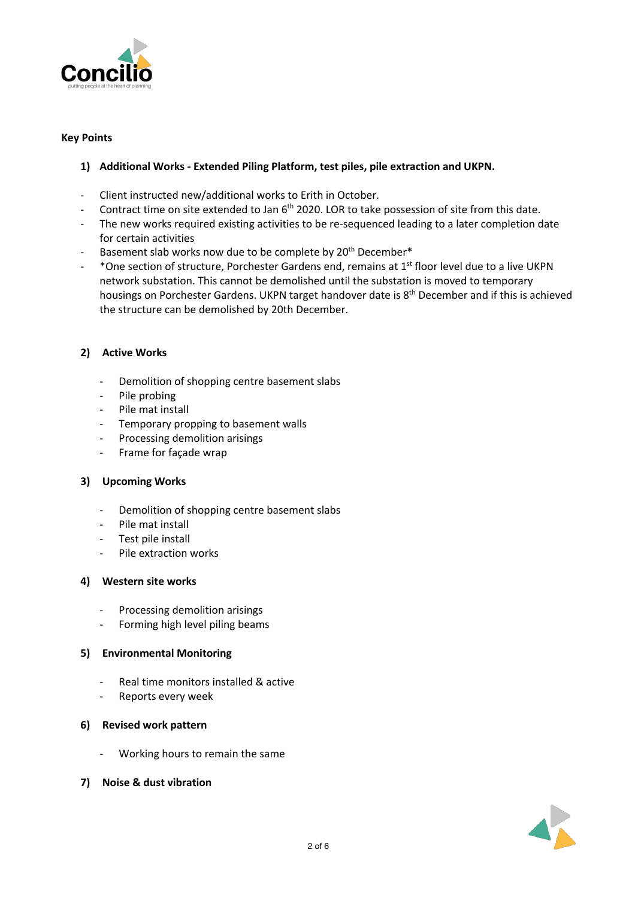**Key Points**

1) **Additional Works - Extended Piling Platform, test piles, pile extraction and UKPN.**

- Client instructed new/additional works to Erith in October.
- Contract time on site extended to Jan 6th 2020. LOR to take possession of site from this date.
- The new works required existing activities to be re-sequenced leading to a later completion date for certain activities
- Basement slab works now due to be complete by 20th December*
- *One section of structure, Porchester Gardens end, remains at 1st floor level due to a live UKPN network substation. This cannot be demolished until the substation is moved to temporary housings on Porchester Gardens. UKPN target handover date is 8th December and if this is achieved the structure can be demolished by 20th December.

2) **Active Works**

- Demolition of shopping centre basement slabs
- Pile probing
- Pile mat install
- Temporary propping to basement walls
- Processing demolition arisings
- Frame for façade wrap

3) **Upcoming Works**

- Demolition of shopping centre basement slabs
- Pile mat install
- Test pile install
- Pile extraction works

4) **Western site works**

- Processing demolition arisings
- Forming high level piling beams

5) **Environmental Monitoring**

- Real time monitors installed & active
- Reports every week

6) **Revised work pattern**

- Working hours to remain the same

7) **Noise & dust vibration**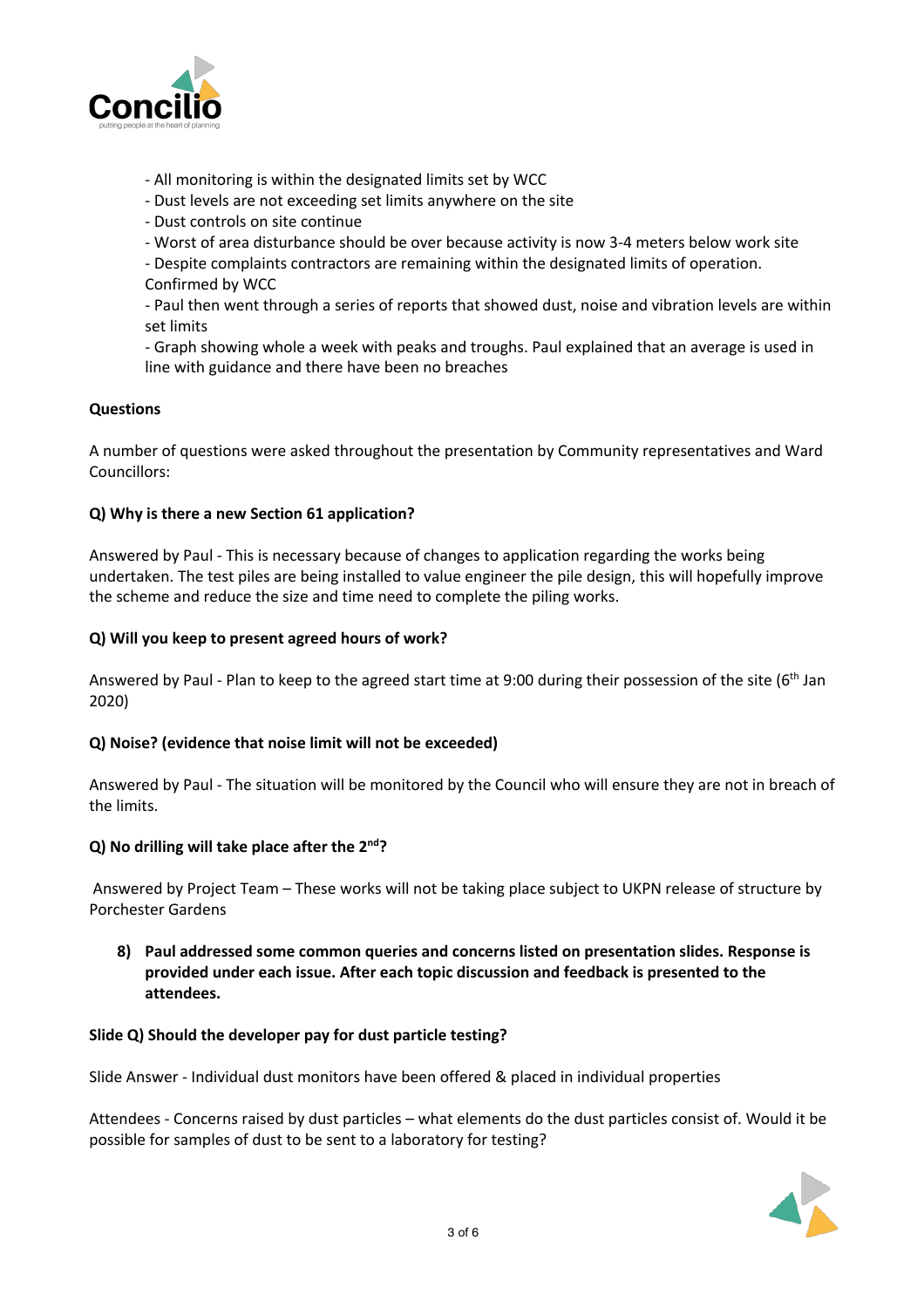- All monitoring is within the designated limits set by WCC
- Dust levels are not exceeding set limits anywhere on the site
- Dust controls on site continue
- Worst of area disturbance should be over because activity is now 3-4 meters below work site
- Despite complaints contractors are remaining within the designated limits of operation. Confirmed by WCC
- Paul then went through a series of reports that showed dust, noise and vibration levels are within set limits
- Graph showing whole a week with peaks and troughs. Paul explained that an average is used in line with guidance and there have been no breaches

**Questions**

A number of questions were asked throughout the presentation by Community representatives and Ward Councillors:

**Q) Why is there a new Section 61 application?**

Answered by Paul - This is necessary because of changes to application regarding the works being undertaken. The test piles are being installed to value engineer the pile design, this will hopefully improve the scheme and reduce the size and time need to complete the piling works.

**Q) Will you keep to present agreed hours of work?**

Answered by Paul - Plan to keep to the agreed start time at 9:00 during their possession of the site (6th Jan 2020)

**Q) Noise? (evidence that noise limit will not be exceeded)**

Answered by Paul - The situation will be monitored by the Council who will ensure they are not in breach of the limits.

**Q) No drilling will take place after the 2nd?**

Answered by Project Team – These works will not be taking place subject to UKPN release of structure by Porchester Gardens

8) **Paul addressed some common queries and concerns listed on presentation slides. Response is provided under each issue. After each topic discussion and feedback is presented to the attendees.**

**Slide Q) Should the developer pay for dust particle testing?**

Slide Answer - Individual dust monitors have been offered & placed in individual properties

Attendees - Concerns raised by dust particles – what elements do the dust particles consist of. Would it be possible for samples of dust to be sent to a laboratory for testing?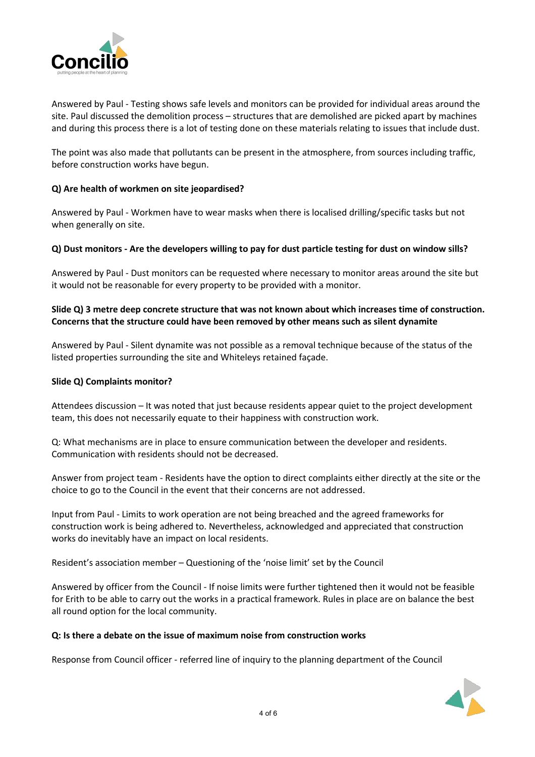Answered by Paul - Testing shows safe levels and monitors can be provided for individual areas around the site. Paul discussed the demolition process – structures that are demolished are picked apart by machines and during this process there is a lot of testing done on these materials relating to issues that include dust.

The point was also made that pollutants can be present in the atmosphere, from sources including traffic, before construction works have begun.

**Q) Are health of workmen on site jeopardised?**

Answered by Paul - Workmen have to wear masks when there is localised drilling/specific tasks but not when generally on site.

**Q) Dust monitors - Are the developers willing to pay for dust particle testing for dust on window sills?**

Answered by Paul - Dust monitors can be requested where necessary to monitor areas around the site but it would not be reasonable for every property to be provided with a monitor.

**Slide Q) 3 metre deep concrete structure that was not known about which increases time of construction. Concerns that the structure could have been removed by other means such as silent dynamite**

Answered by Paul - Silent dynamite was not possible as a removal technique because of the status of the listed properties surrounding the site and Whiteleys retained façade.

**Slide Q) Complaints monitor?**

Attendees discussion – It was noted that just because residents appear quiet to the project development team, this does not necessarily equate to their happiness with construction work.

Q: What mechanisms are in place to ensure communication between the developer and residents. Communication with residents should not be decreased.

Answer from project team - Residents have the option to direct complaints either directly at the site or the choice to go to the Council in the event that their concerns are not addressed.

Input from Paul - Limits to work operation are not being breached and the agreed frameworks for construction work is being adhered to. Nevertheless, acknowledged and appreciated that construction works do inevitably have an impact on local residents.

Resident's association member – Questioning of the 'noise limit' set by the Council

Answered by officer from the Council - If noise limits were further tightened then it would not be feasible for Erith to be able to carry out the works in a practical framework. Rules in place are on balance the best all round option for the local community.

**Q: Is there a debate on the issue of maximum noise from construction works**

Response from Council officer - referred line of inquiry to the planning department of the Council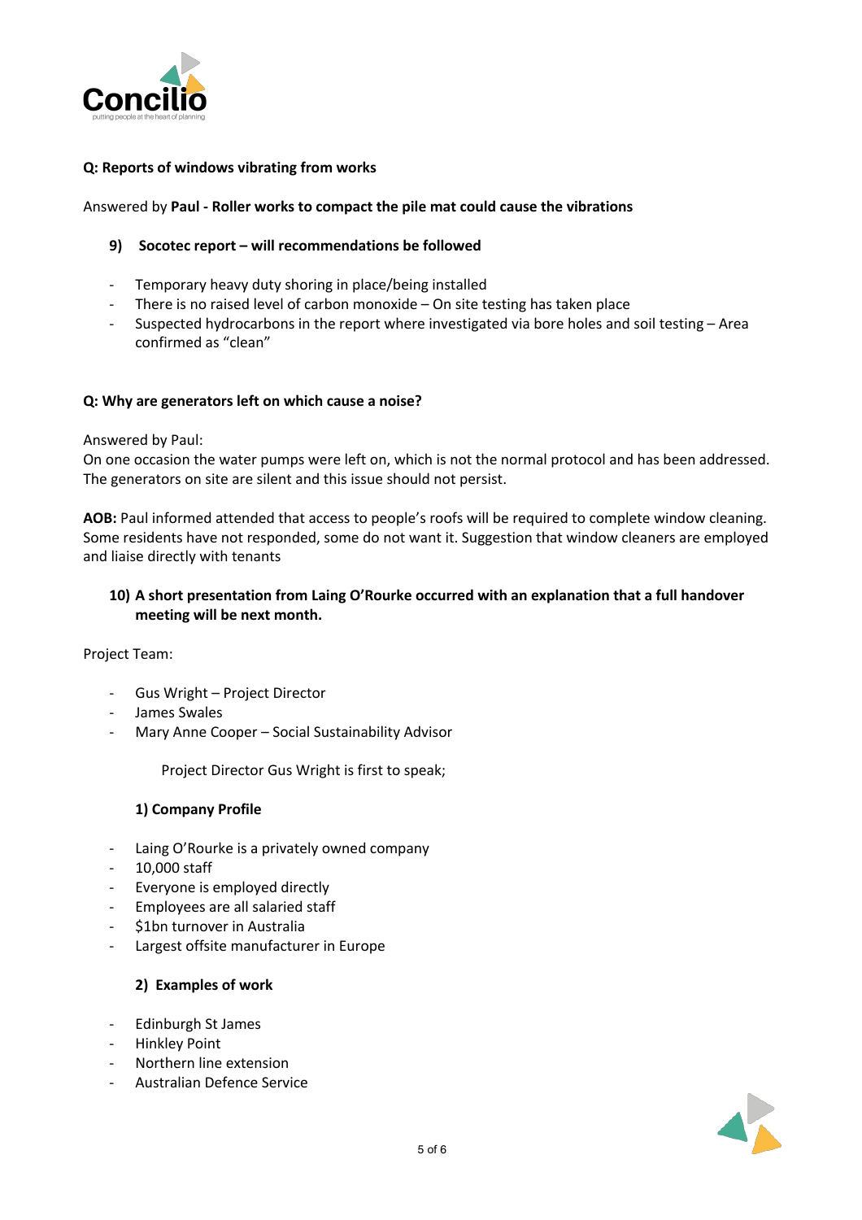**Q: Reports of windows vibrating from works**

Answered by **Paul - Roller works to compact the pile mat could cause the vibrations**

9) **Socotec report – will recommendations be followed**

- Temporary heavy duty shoring in place/being installed
- There is no raised level of carbon monoxide – On site testing has taken place
- Suspected hydrocarbons in the report where investigated via bore holes and soil testing – Area confirmed as "clean"

**Q: Why are generators left on which cause a noise?**

Answered by Paul:
On one occasion the water pumps were left on, which is not the normal protocol and has been addressed. The generators on site are silent and this issue should not persist.

**AOB:** Paul informed attended that access to people's roofs will be required to complete window cleaning. Some residents have not responded, some do not want it. Suggestion that window cleaners are employed and liaise directly with tenants

10) **A short presentation from Laing O'Rourke occurred with an explanation that a full handover meeting will be next month.**

Project Team:

- Gus Wright – Project Director
- James Swales
- Mary Anne Cooper – Social Sustainability Advisor

Project Director Gus Wright is first to speak;

**1) Company Profile**

- Laing O'Rourke is a privately owned company
- 10,000 staff
- Everyone is employed directly
- Employees are all salaried staff
- $1bn turnover in Australia
- Largest offsite manufacturer in Europe

**2) Examples of work**

- Edinburgh St James
- Hinkley Point
- Northern line extension
- Australian Defence Service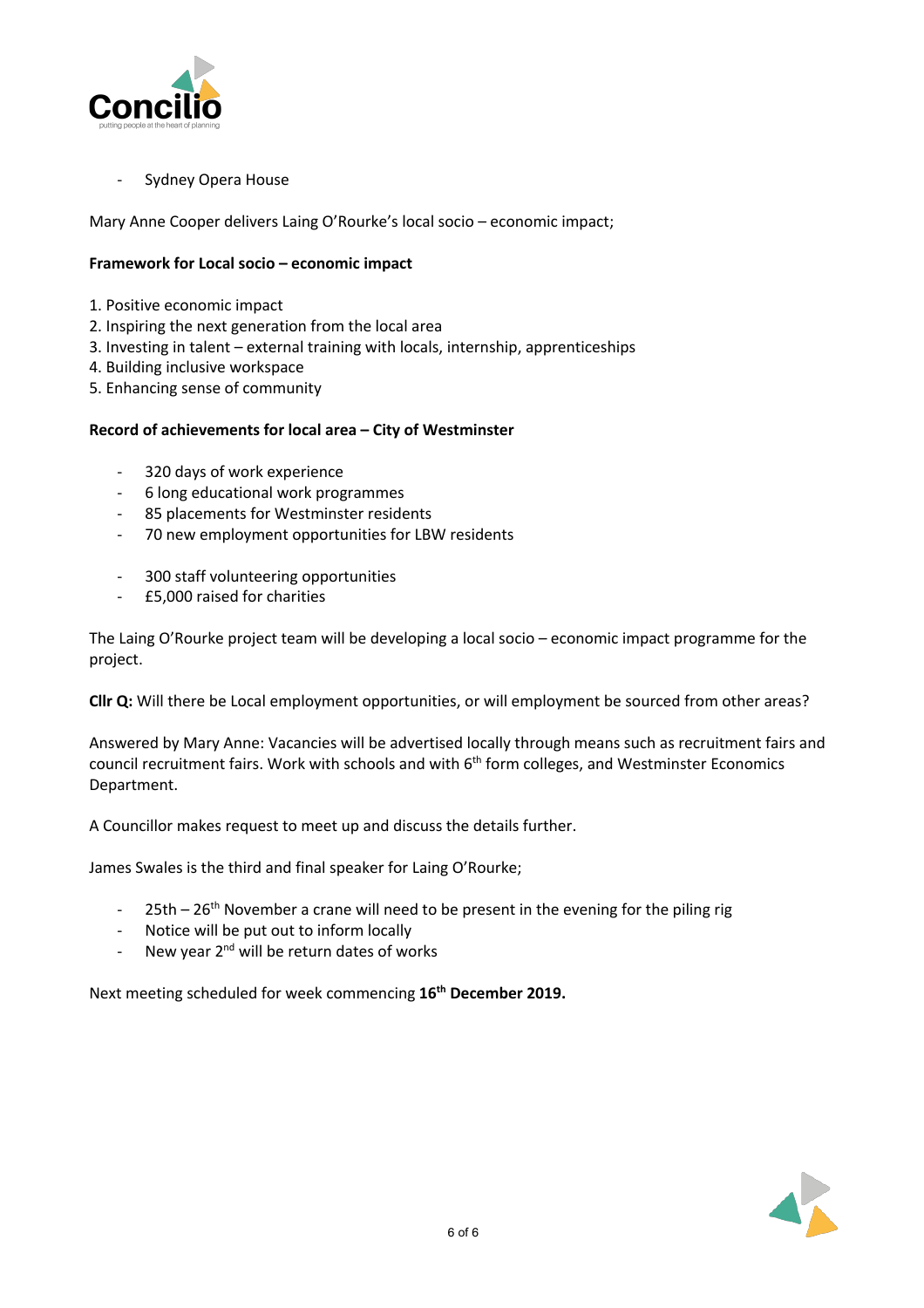- Sydney Opera House

Mary Anne Cooper delivers Laing O'Rourke's local socio – economic impact;

**Framework for Local socio – economic impact**

1. Positive economic impact
2. Inspiring the next generation from the local area
3. Investing in talent – external training with locals, internship, apprenticeships
4. Building inclusive workspace
5. Enhancing sense of community

**Record of achievements for local area – City of Westminster**

- 320 days of work experience
- 6 long educational work programmes
- 85 placements for Westminster residents
- 70 new employment opportunities for LBW residents

- 300 staff volunteering opportunities
- £5,000 raised for charities

The Laing O'Rourke project team will be developing a local socio – economic impact programme for the project.

**Cllr Q:** Will there be Local employment opportunities, or will employment be sourced from other areas?

Answered by Mary Anne: Vacancies will be advertised locally through means such as recruitment fairs and council recruitment fairs. Work with schools and with 6th form colleges, and Westminster Economics Department.

A Councillor makes request to meet up and discuss the details further.

James Swales is the third and final speaker for Laing O'Rourke;

- 25th – 26th November a crane will need to be present in the evening for the piling rig
- Notice will be put out to inform locally
- New year 2nd will be return dates of works

Next meeting scheduled for week commencing **16th December 2019.**